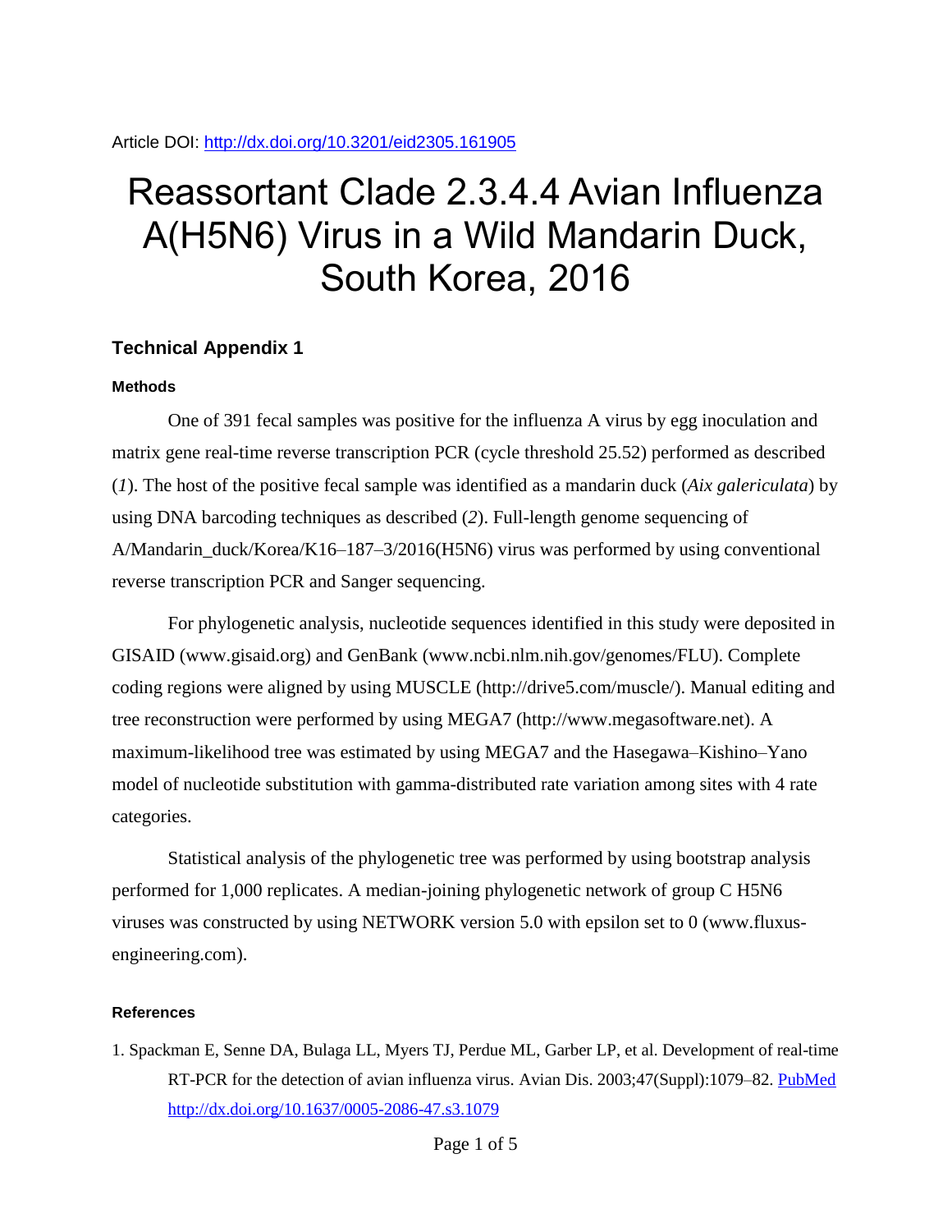Article DOI: http://dx.doi.org/10.3201/eid2305.161905

# Reassortant Clade 2.3.4.4 Avian Influenza A(H5N6) Virus in a Wild Mandarin Duck, South Korea, 2016

## Technical Appendix 1

### Methods

One of 391 fecal samples was positive for the influenza A virus by egg inoculation and matrix gene real-time reverse transcription PCR (cycle threshold 25.52) performed as described (*1*). The host of the positive fecal sample was identified as a mandarin duck (*Aix galericulata*) by using DNA barcoding techniques as described (*2*). Full-length genome sequencing of A/Mandarin_duck/Korea/K16–187–3/2016(H5N6) virus was performed by using conventional reverse transcription PCR and Sanger sequencing.

For phylogenetic analysis, nucleotide sequences identified in this study were deposited in GISAID (www.gisaid.org) and GenBank (www.ncbi.nlm.nih.gov/genomes/FLU). Complete coding regions were aligned by using MUSCLE (http://drive5.com/muscle/). Manual editing and tree reconstruction were performed by using MEGA7 (http://www.megasoftware.net). A maximum-likelihood tree was estimated by using MEGA7 and the Hasegawa–Kishino–Yano model of nucleotide substitution with gamma-distributed rate variation among sites with 4 rate categories.

Statistical analysis of the phylogenetic tree was performed by using bootstrap analysis performed for 1,000 replicates. A median-joining phylogenetic network of group C H5N6 viruses was constructed by using NETWORK version 5.0 with epsilon set to 0 (www.fluxus-engineering.com).

### References

1. Spackman E, Senne DA, Bulaga LL, Myers TJ, Perdue ML, Garber LP, et al. Development of real-time RT-PCR for the detection of avian influenza virus. Avian Dis. 2003;47(Suppl):1079–82. PubMed http://dx.doi.org/10.1637/0005-2086-47.s3.1079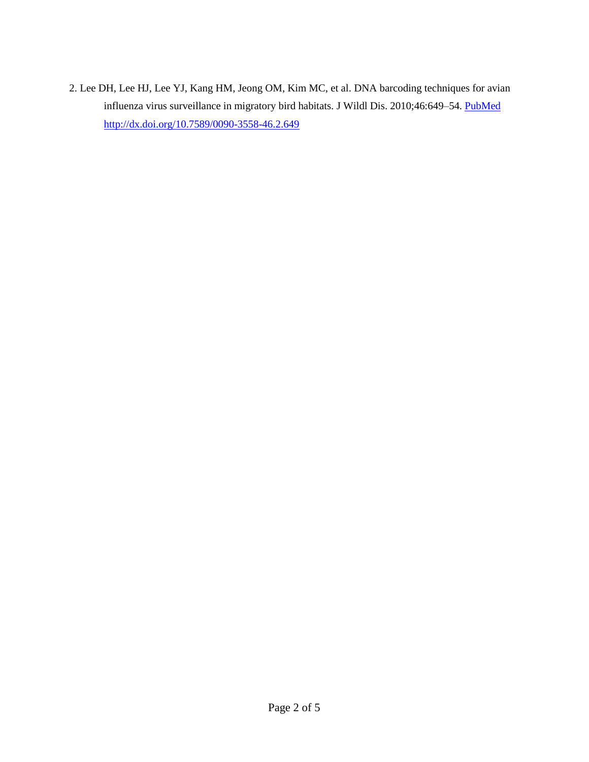2. Lee DH, Lee HJ, Lee YJ, Kang HM, Jeong OM, Kim MC, et al. DNA barcoding techniques for avian influenza virus surveillance in migratory bird habitats. J Wildl Dis. 2010;46:649–54. PubMed http://dx.doi.org/10.7589/0090-3558-46.2.649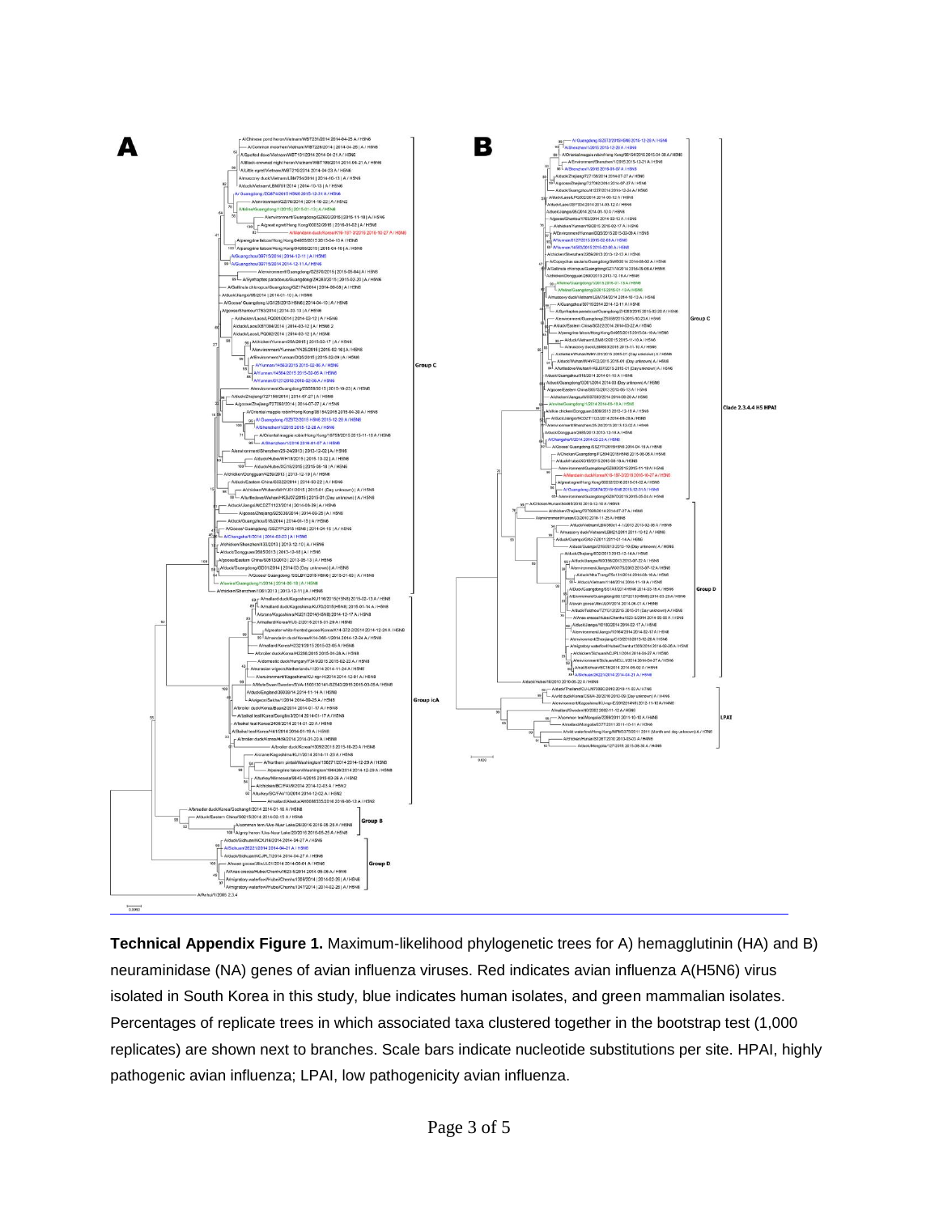**Technical Appendix Figure 1.** Maximum-likelihood phylogenetic trees for A) hemagglutinin (HA) and B) neuraminidase (NA) genes of avian influenza viruses. Red indicates avian influenza A(H5N6) virus isolated in South Korea in this study, blue indicates human isolates, and green mammalian isolates. Percentages of replicate trees in which associated taxa clustered together in the bootstrap test (1,000 replicates) are shown next to branches. Scale bars indicate nucleotide substitutions per site. HPAI, highly pathogenic avian influenza; LPAI, low pathogenicity avian influenza.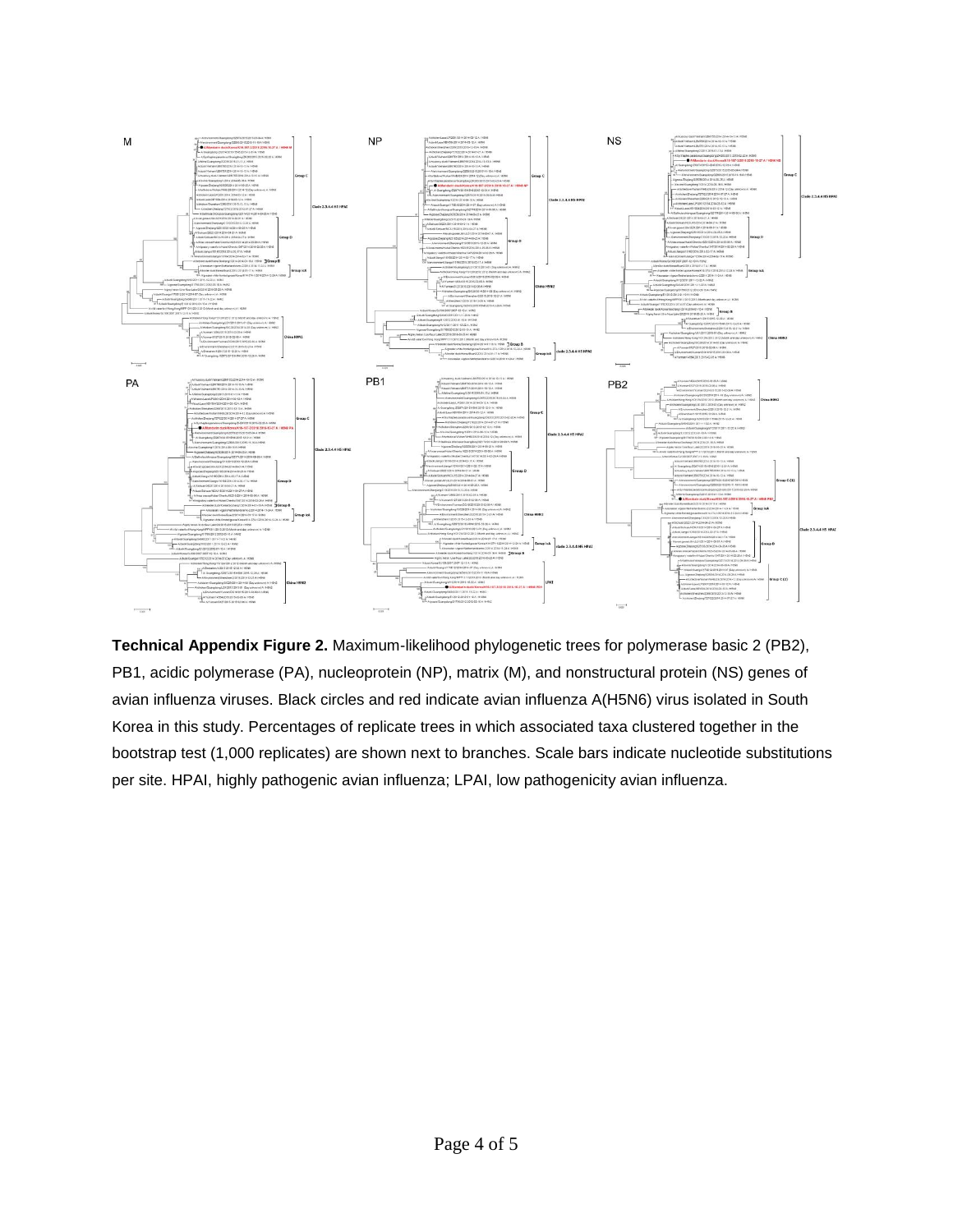**Technical Appendix Figure 2.** Maximum-likelihood phylogenetic trees for polymerase basic 2 (PB2), PB1, acidic polymerase (PA), nucleoprotein (NP), matrix (M), and nonstructural protein (NS) genes of avian influenza viruses. Black circles and red indicate avian influenza A(H5N6) virus isolated in South Korea in this study. Percentages of replicate trees in which associated taxa clustered together in the bootstrap test (1,000 replicates) are shown next to branches. Scale bars indicate nucleotide substitutions per site. HPAI, highly pathogenic avian influenza; LPAI, low pathogenicity avian influenza.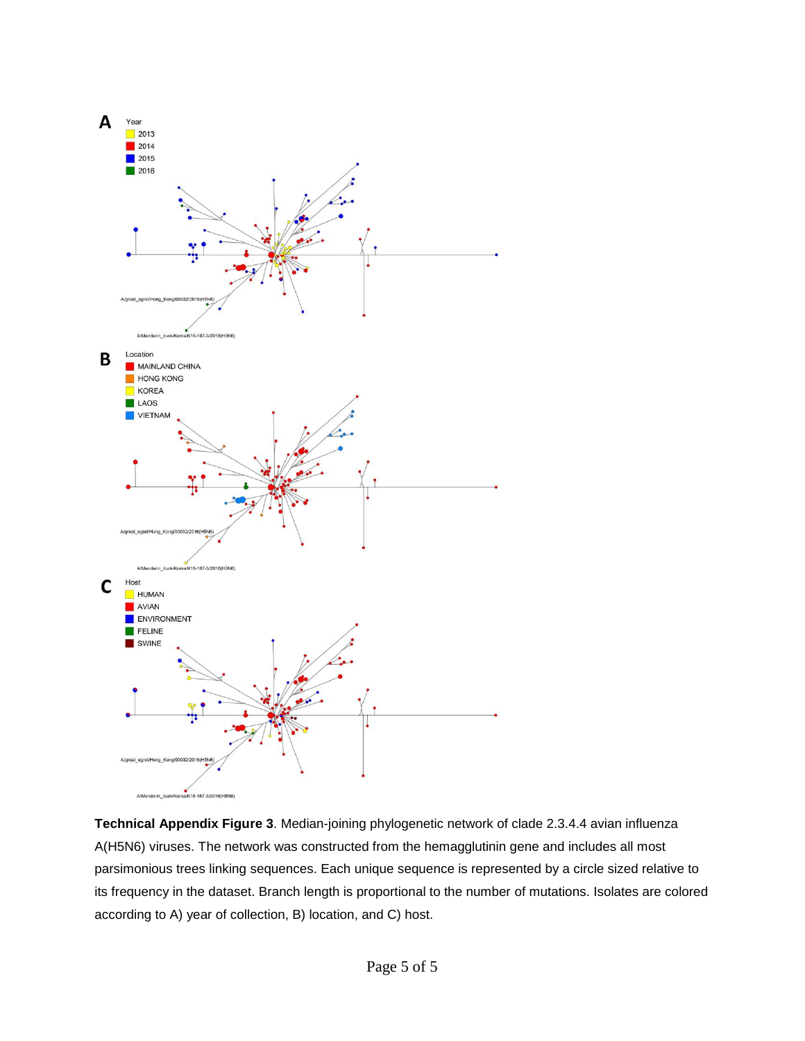A

Year
2013
2014
2015
2016

A/great_egret/Hong_Kong/00032/2016(H5N6)
A/Mandarin_duck/Korea/K16-187-3/2016(H5N6)

B

Location
MAINLAND CHINA
HONG KONG
KOREA
LAOS
VIETNAM

A/great_egret/Hong_Kong/00032/2016(H5N6)
A/Mandarin_duck/Korea/K16-187-3/2016(H5N6)

C

Host
HUMAN
AVIAN
ENVIRONMENT
FELINE
SWINE

A/great_egret/Hong_Kong/00032/2016(H5N6)
A/Mandarin_duck/Korea/K16-187-3/2016(H5N6)

**Technical Appendix Figure 3**. Median-joining phylogenetic network of clade 2.3.4.4 avian influenza A(H5N6) viruses. The network was constructed from the hemagglutinin gene and includes all most parsimonious trees linking sequences. Each unique sequence is represented by a circle sized relative to its frequency in the dataset. Branch length is proportional to the number of mutations. Isolates are colored according to A) year of collection, B) location, and C) host.